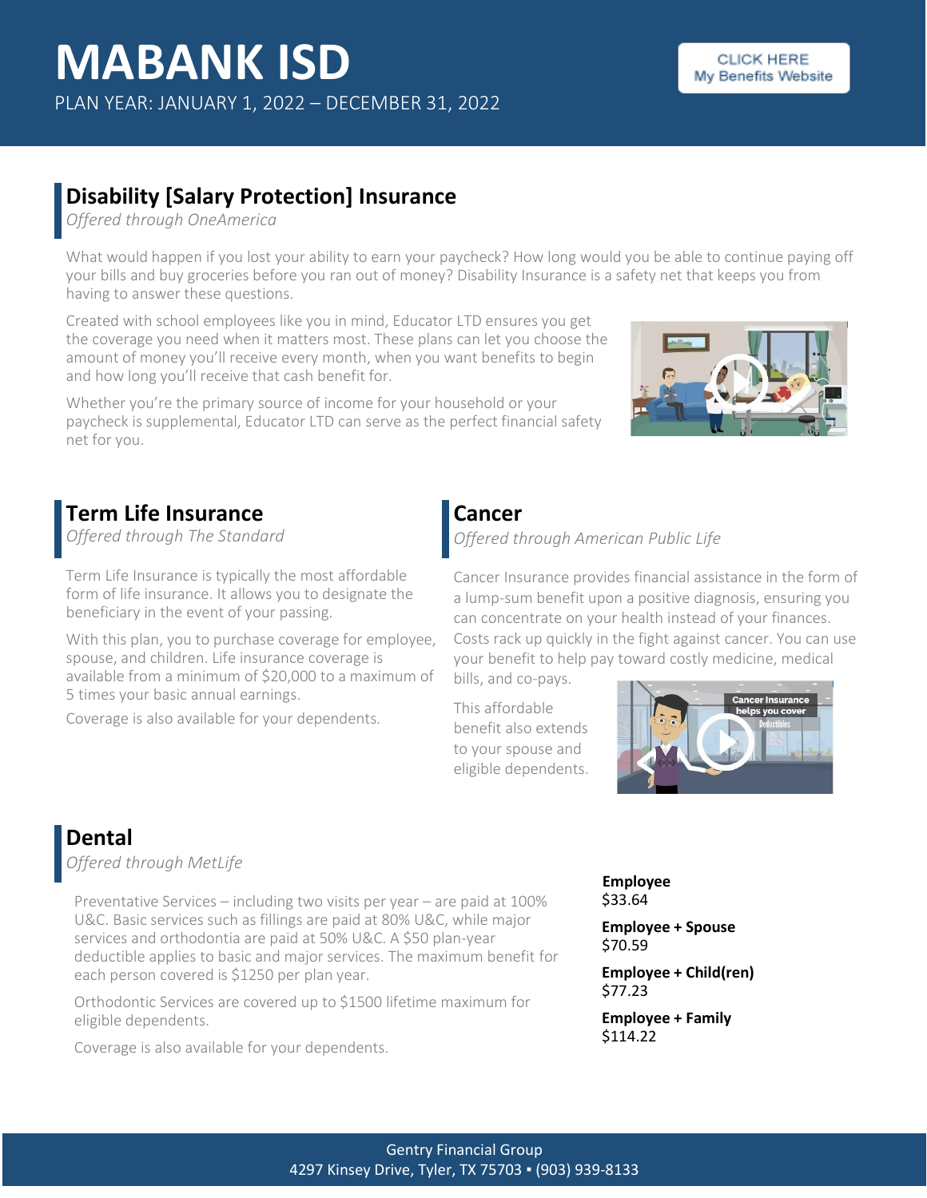# MABANK ISD

PLAN YEAR: JANUARY 1, 2022 – DECEMBER 31, 2022

CLICK HERE
My Benefits Website

## Disability [Salary Protection] Insurance

*Offered through OneAmerica*

What would happen if you lost your ability to earn your paycheck? How long would you be able to continue paying off your bills and buy groceries before you ran out of money? Disability Insurance is a safety net that keeps you from having to answer these questions.

Created with school employees like you in mind, Educator LTD ensures you get the coverage you need when it matters most. These plans can let you choose the amount of money you'll receive every month, when you want benefits to begin and how long you'll receive that cash benefit for.

Whether you're the primary source of income for your household or your paycheck is supplemental, Educator LTD can serve as the perfect financial safety net for you.

## Term Life Insurance

*Offered through The Standard*

Term Life Insurance is typically the most affordable form of life insurance. It allows you to designate the beneficiary in the event of your passing.

With this plan, you to purchase coverage for employee, spouse, and children. Life insurance coverage is available from a minimum of $20,000 to a maximum of 5 times your basic annual earnings.

Coverage is also available for your dependents.

## Cancer

*Offered through American Public Life*

Cancer Insurance provides financial assistance in the form of a lump-sum benefit upon a positive diagnosis, ensuring you can concentrate on your health instead of your finances. Costs rack up quickly in the fight against cancer. You can use your benefit to help pay toward costly medicine, medical bills, and co-pays.

This affordable benefit also extends to your spouse and eligible dependents.

## Dental

*Offered through MetLife*

Preventative Services – including two visits per year – are paid at 100% U&C. Basic services such as fillings are paid at 80% U&C, while major services and orthodontia are paid at 50% U&C. A $50 plan-year deductible applies to basic and major services. The maximum benefit for each person covered is $1250 per plan year.

Orthodontic Services are covered up to $1500 lifetime maximum for eligible dependents.

Coverage is also available for your dependents.

**Employee**
$33.64

**Employee + Spouse**
$70.59

**Employee + Child(ren)**
$77.23

**Employee + Family**
$114.22

Gentry Financial Group
4297 Kinsey Drive, Tyler, TX 75703 ▪ (903) 939-8133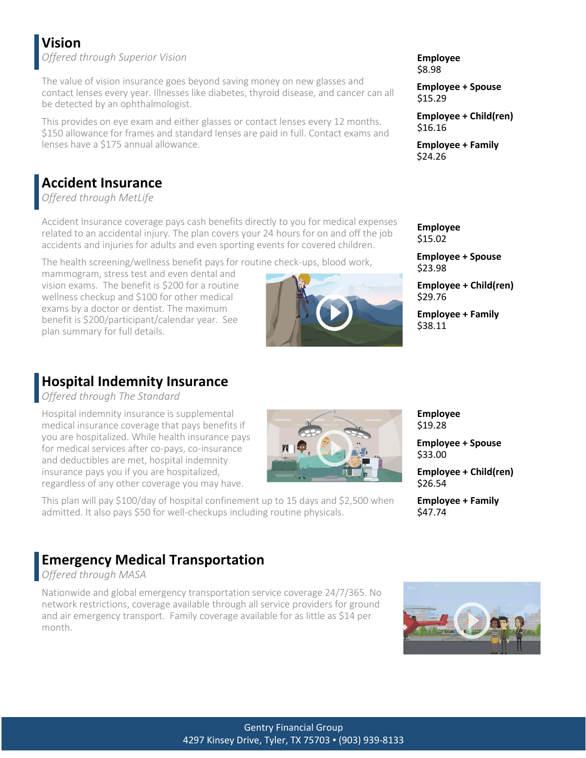## Vision

*Offered through Superior Vision*

The value of vision insurance goes beyond saving money on new glasses and contact lenses every year. Illnesses like diabetes, thyroid disease, and cancer can all be detected by an ophthalmologist.

This provides on eye exam and either glasses or contact lenses every 12 months. $150 allowance for frames and standard lenses are paid in full. Contact exams and lenses have a $175 annual allowance.

**Employee**
$8.98

**Employee + Spouse**
$15.29

**Employee + Child(ren)**
$16.16

**Employee + Family**
$24.26

## Accident Insurance

*Offered through MetLife*

Accident Insurance coverage pays cash benefits directly to you for medical expenses related to an accidental injury. The plan covers your 24 hours for on and off the job accidents and injuries for adults and even sporting events for covered children.

The health screening/wellness benefit pays for routine check-ups, blood work, mammogram, stress test and even dental and vision exams. The benefit is $200 for a routine wellness checkup and $100 for other medical exams by a doctor or dentist. The maximum benefit is $200/participant/calendar year. See plan summary for full details.

**Employee**
$15.02

**Employee + Spouse**
$23.98

**Employee + Child(ren)**
$29.76

**Employee + Family**
$38.11

## Hospital Indemnity Insurance

*Offered through The Standard*

Hospital indemnity insurance is supplemental medical insurance coverage that pays benefits if you are hospitalized. While health insurance pays for medical services after co-pays, co-insurance and deductibles are met, hospital indemnity insurance pays you if you are hospitalized, regardless of any other coverage you may have.

This plan will pay $100/day of hospital confinement up to 15 days and $2,500 when admitted. It also pays $50 for well-checkups including routine physicals.

**Employee**
$19.28

**Employee + Spouse**
$33.00

**Employee + Child(ren)**
$26.54

**Employee + Family**
$47.74

## Emergency Medical Transportation

*Offered through MASA*

Nationwide and global emergency transportation service coverage 24/7/365. No network restrictions, coverage available through all service providers for ground and air emergency transport. Family coverage available for as little as $14 per month.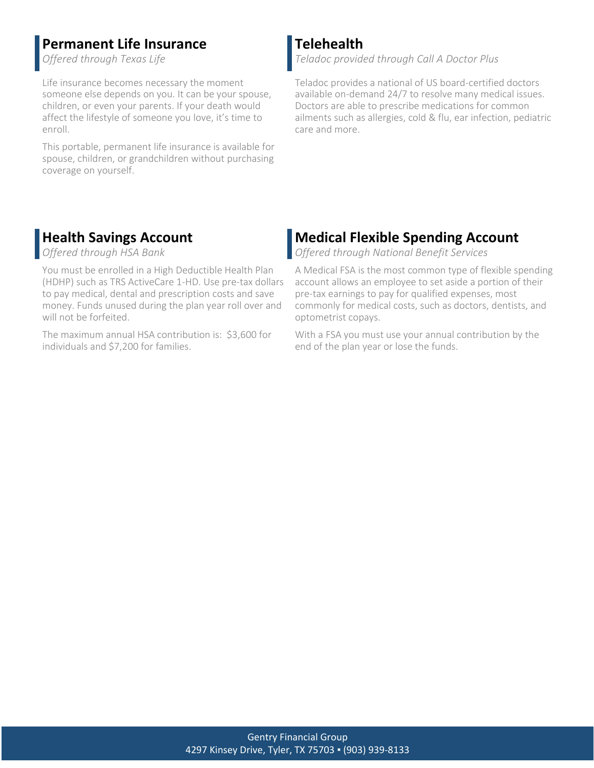## Permanent Life Insurance

*Offered through Texas Life*

Life insurance becomes necessary the moment someone else depends on you. It can be your spouse, children, or even your parents. If your death would affect the lifestyle of someone you love, it's time to enroll.

This portable, permanent life insurance is available for spouse, children, or grandchildren without purchasing coverage on yourself.

## Telehealth

*Teladoc provided through Call A Doctor Plus*

Teladoc provides a national of US board-certified doctors available on-demand 24/7 to resolve many medical issues. Doctors are able to prescribe medications for common ailments such as allergies, cold & flu, ear infection, pediatric care and more.

## Health Savings Account

*Offered through HSA Bank*

You must be enrolled in a High Deductible Health Plan (HDHP) such as TRS ActiveCare 1-HD. Use pre-tax dollars to pay medical, dental and prescription costs and save money. Funds unused during the plan year roll over and will not be forfeited.

The maximum annual HSA contribution is: $3,600 for individuals and $7,200 for families.

## Medical Flexible Spending Account

*Offered through National Benefit Services*

A Medical FSA is the most common type of flexible spending account allows an employee to set aside a portion of their pre-tax earnings to pay for qualified expenses, most commonly for medical costs, such as doctors, dentists, and optometrist copays.

With a FSA you must use your annual contribution by the end of the plan year or lose the funds.

Gentry Financial Group
4297 Kinsey Drive, Tyler, TX 75703 ▪ (903) 939-8133